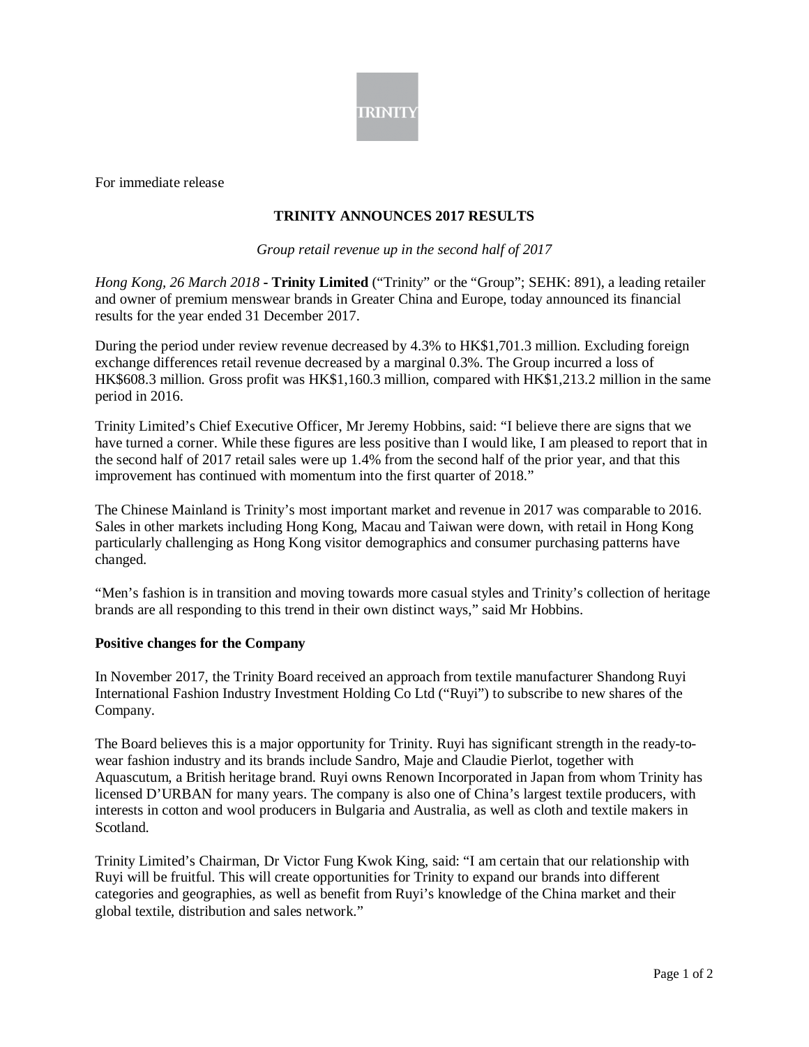TRINITY

For immediate release

## TRINITY ANNOUNCES 2017 RESULTS

*Group retail revenue up in the second half of 2017*

*Hong Kong, 26 March 2018* - **Trinity Limited** ("Trinity" or the "Group"; SEHK: 891), a leading retailer and owner of premium menswear brands in Greater China and Europe, today announced its financial results for the year ended 31 December 2017.

During the period under review revenue decreased by 4.3% to HK$1,701.3 million. Excluding foreign exchange differences retail revenue decreased by a marginal 0.3%. The Group incurred a loss of HK$608.3 million. Gross profit was HK$1,160.3 million, compared with HK$1,213.2 million in the same period in 2016.

Trinity Limited's Chief Executive Officer, Mr Jeremy Hobbins, said: "I believe there are signs that we have turned a corner. While these figures are less positive than I would like, I am pleased to report that in the second half of 2017 retail sales were up 1.4% from the second half of the prior year, and that this improvement has continued with momentum into the first quarter of 2018."

The Chinese Mainland is Trinity's most important market and revenue in 2017 was comparable to 2016. Sales in other markets including Hong Kong, Macau and Taiwan were down, with retail in Hong Kong particularly challenging as Hong Kong visitor demographics and consumer purchasing patterns have changed.

"Men's fashion is in transition and moving towards more casual styles and Trinity's collection of heritage brands are all responding to this trend in their own distinct ways," said Mr Hobbins.

**Positive changes for the Company**

In November 2017, the Trinity Board received an approach from textile manufacturer Shandong Ruyi International Fashion Industry Investment Holding Co Ltd ("Ruyi") to subscribe to new shares of the Company.

The Board believes this is a major opportunity for Trinity. Ruyi has significant strength in the ready-to-wear fashion industry and its brands include Sandro, Maje and Claudie Pierlot, together with Aquascutum, a British heritage brand. Ruyi owns Renown Incorporated in Japan from whom Trinity has licensed D'URBAN for many years. The company is also one of China's largest textile producers, with interests in cotton and wool producers in Bulgaria and Australia, as well as cloth and textile makers in Scotland.

Trinity Limited's Chairman, Dr Victor Fung Kwok King, said: "I am certain that our relationship with Ruyi will be fruitful. This will create opportunities for Trinity to expand our brands into different categories and geographies, as well as benefit from Ruyi's knowledge of the China market and their global textile, distribution and sales network."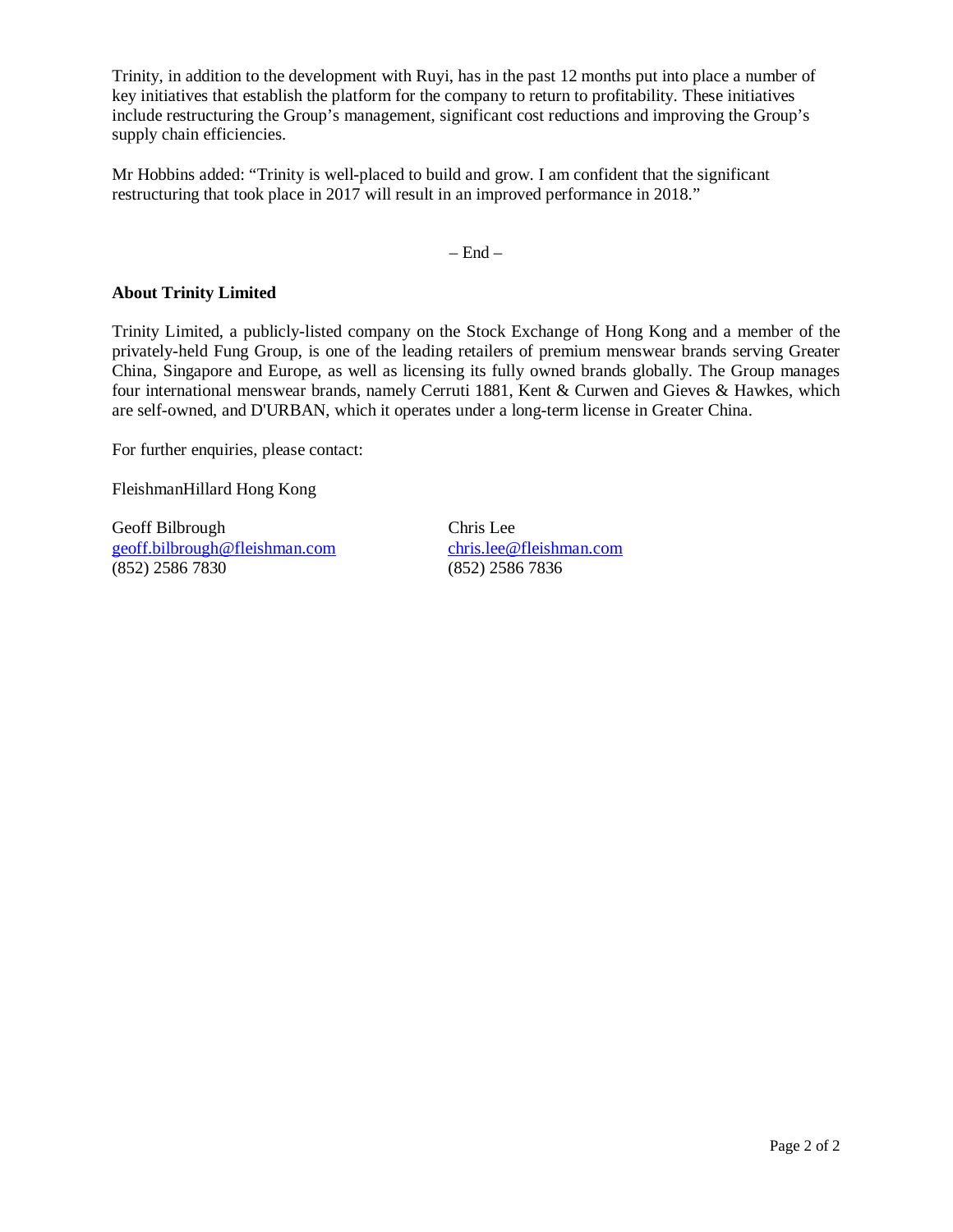Trinity, in addition to the development with Ruyi, has in the past 12 months put into place a number of key initiatives that establish the platform for the company to return to profitability. These initiatives include restructuring the Group's management, significant cost reductions and improving the Group's supply chain efficiencies.

Mr Hobbins added: "Trinity is well-placed to build and grow. I am confident that the significant restructuring that took place in 2017 will result in an improved performance in 2018."

– End –

**About Trinity Limited**

Trinity Limited, a publicly-listed company on the Stock Exchange of Hong Kong and a member of the privately-held Fung Group, is one of the leading retailers of premium menswear brands serving Greater China, Singapore and Europe, as well as licensing its fully owned brands globally. The Group manages four international menswear brands, namely Cerruti 1881, Kent & Curwen and Gieves & Hawkes, which are self-owned, and D'URBAN, which it operates under a long-term license in Greater China.

For further enquiries, please contact:

FleishmanHillard Hong Kong

Geoff Bilbrough
geoff.bilbrough@fleishman.com
(852) 2586 7830

Chris Lee
chris.lee@fleishman.com
(852) 2586 7836